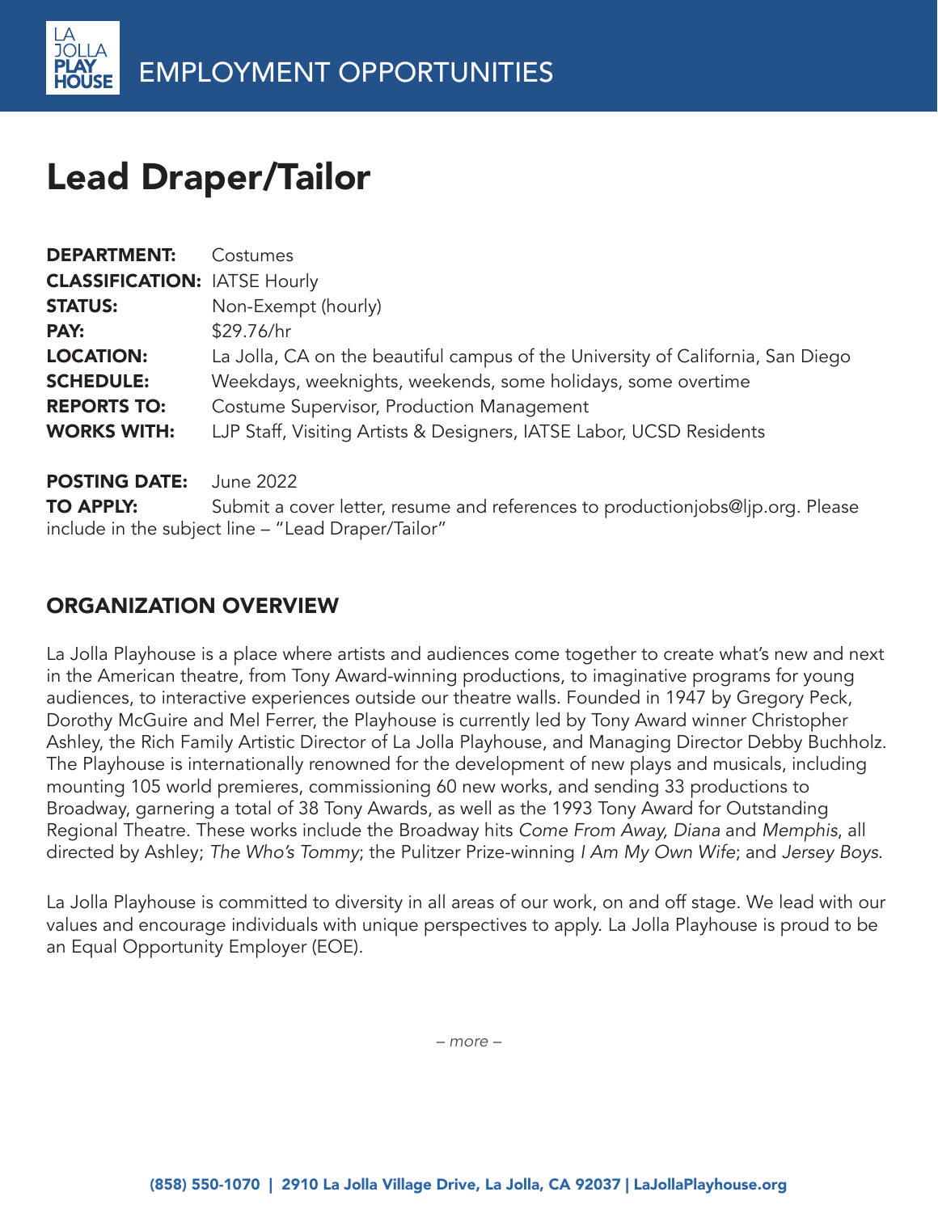EMPLOYMENT OPPORTUNITIES

# Lead Draper/Tailor

**DEPARTMENT:** Costumes
**CLASSIFICATION:** IATSE Hourly
**STATUS:** Non-Exempt (hourly)
**PAY:** $29.76/hr
**LOCATION:** La Jolla, CA on the beautiful campus of the University of California, San Diego
**SCHEDULE:** Weekdays, weeknights, weekends, some holidays, some overtime
**REPORTS TO:** Costume Supervisor, Production Management
**WORKS WITH:** LJP Staff, Visiting Artists & Designers, IATSE Labor, UCSD Residents

**POSTING DATE:** June 2022
**TO APPLY:** Submit a cover letter, resume and references to productionjobs@ljp.org. Please include in the subject line – "Lead Draper/Tailor"

## ORGANIZATION OVERVIEW

La Jolla Playhouse is a place where artists and audiences come together to create what's new and next in the American theatre, from Tony Award-winning productions, to imaginative programs for young audiences, to interactive experiences outside our theatre walls. Founded in 1947 by Gregory Peck, Dorothy McGuire and Mel Ferrer, the Playhouse is currently led by Tony Award winner Christopher Ashley, the Rich Family Artistic Director of La Jolla Playhouse, and Managing Director Debby Buchholz. The Playhouse is internationally renowned for the development of new plays and musicals, including mounting 105 world premieres, commissioning 60 new works, and sending 33 productions to Broadway, garnering a total of 38 Tony Awards, as well as the 1993 Tony Award for Outstanding Regional Theatre. These works include the Broadway hits *Come From Away*, *Diana* and *Memphis*, all directed by Ashley; *The Who's Tommy*; the Pulitzer Prize-winning *I Am My Own Wife*; and *Jersey Boys*.

La Jolla Playhouse is committed to diversity in all areas of our work, on and off stage. We lead with our values and encourage individuals with unique perspectives to apply. La Jolla Playhouse is proud to be an Equal Opportunity Employer (EOE).

*– more –*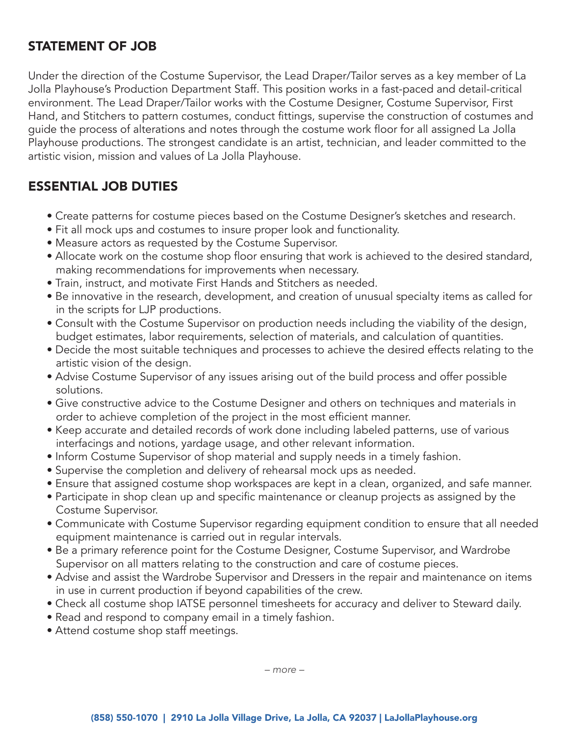## STATEMENT OF JOB

Under the direction of the Costume Supervisor, the Lead Draper/Tailor serves as a key member of La Jolla Playhouse's Production Department Staff. This position works in a fast-paced and detail-critical environment. The Lead Draper/Tailor works with the Costume Designer, Costume Supervisor, First Hand, and Stitchers to pattern costumes, conduct fittings, supervise the construction of costumes and guide the process of alterations and notes through the costume work floor for all assigned La Jolla Playhouse productions. The strongest candidate is an artist, technician, and leader committed to the artistic vision, mission and values of La Jolla Playhouse.

## ESSENTIAL JOB DUTIES

- Create patterns for costume pieces based on the Costume Designer's sketches and research.
- Fit all mock ups and costumes to insure proper look and functionality.
- Measure actors as requested by the Costume Supervisor.
- Allocate work on the costume shop floor ensuring that work is achieved to the desired standard, making recommendations for improvements when necessary.
- Train, instruct, and motivate First Hands and Stitchers as needed.
- Be innovative in the research, development, and creation of unusual specialty items as called for in the scripts for LJP productions.
- Consult with the Costume Supervisor on production needs including the viability of the design, budget estimates, labor requirements, selection of materials, and calculation of quantities.
- Decide the most suitable techniques and processes to achieve the desired effects relating to the artistic vision of the design.
- Advise Costume Supervisor of any issues arising out of the build process and offer possible solutions.
- Give constructive advice to the Costume Designer and others on techniques and materials in order to achieve completion of the project in the most efficient manner.
- Keep accurate and detailed records of work done including labeled patterns, use of various interfacings and notions, yardage usage, and other relevant information.
- Inform Costume Supervisor of shop material and supply needs in a timely fashion.
- Supervise the completion and delivery of rehearsal mock ups as needed.
- Ensure that assigned costume shop workspaces are kept in a clean, organized, and safe manner.
- Participate in shop clean up and specific maintenance or cleanup projects as assigned by the Costume Supervisor.
- Communicate with Costume Supervisor regarding equipment condition to ensure that all needed equipment maintenance is carried out in regular intervals.
- Be a primary reference point for the Costume Designer, Costume Supervisor, and Wardrobe Supervisor on all matters relating to the construction and care of costume pieces.
- Advise and assist the Wardrobe Supervisor and Dressers in the repair and maintenance on items in use in current production if beyond capabilities of the crew.
- Check all costume shop IATSE personnel timesheets for accuracy and deliver to Steward daily.
- Read and respond to company email in a timely fashion.
- Attend costume shop staff meetings.

*– more –*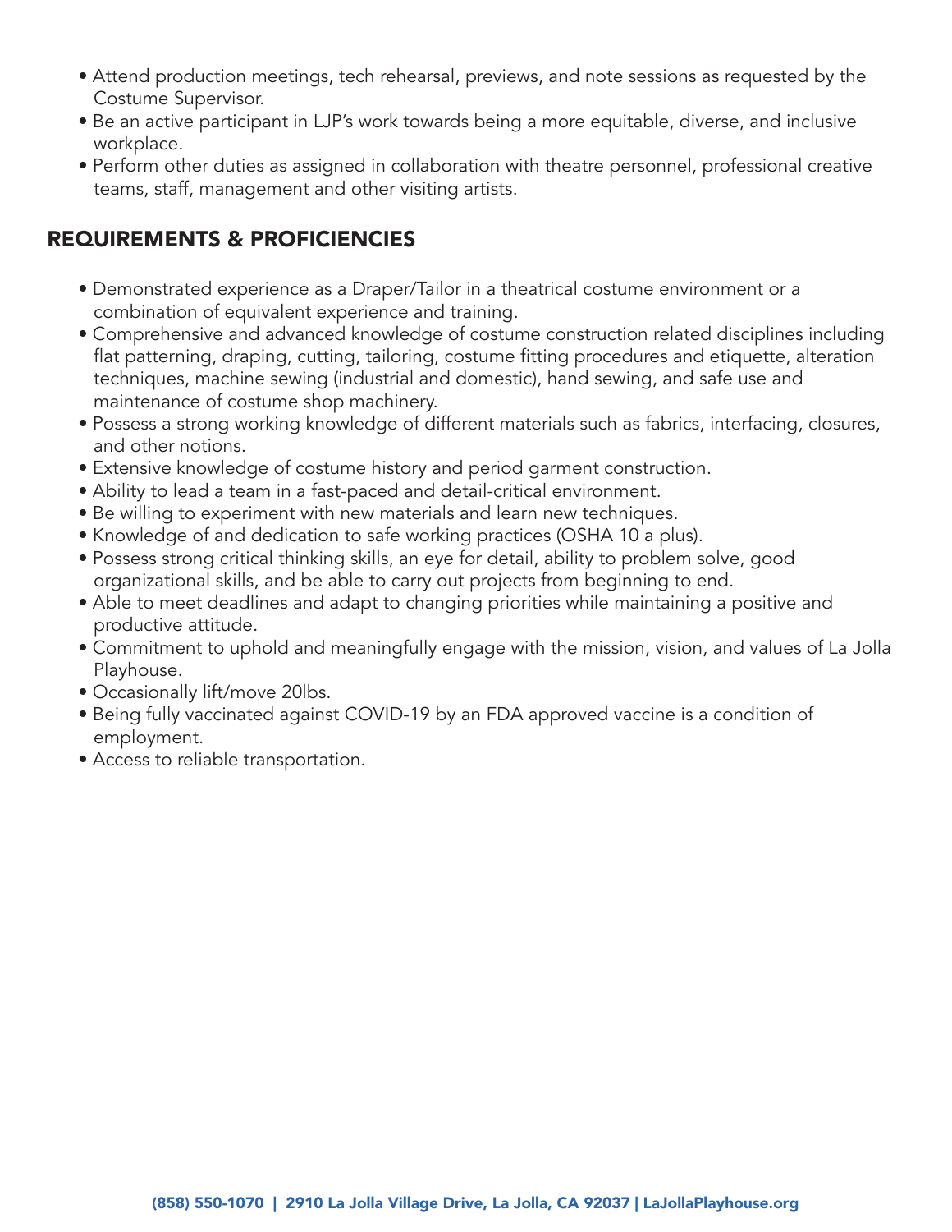- Attend production meetings, tech rehearsal, previews, and note sessions as requested by the Costume Supervisor.
- Be an active participant in LJP's work towards being a more equitable, diverse, and inclusive workplace.
- Perform other duties as assigned in collaboration with theatre personnel, professional creative teams, staff, management and other visiting artists.

## REQUIREMENTS & PROFICIENCIES

- Demonstrated experience as a Draper/Tailor in a theatrical costume environment or a combination of equivalent experience and training.
- Comprehensive and advanced knowledge of costume construction related disciplines including flat patterning, draping, cutting, tailoring, costume fitting procedures and etiquette, alteration techniques, machine sewing (industrial and domestic), hand sewing, and safe use and maintenance of costume shop machinery.
- Possess a strong working knowledge of different materials such as fabrics, interfacing, closures, and other notions.
- Extensive knowledge of costume history and period garment construction.
- Ability to lead a team in a fast-paced and detail-critical environment.
- Be willing to experiment with new materials and learn new techniques.
- Knowledge of and dedication to safe working practices (OSHA 10 a plus).
- Possess strong critical thinking skills, an eye for detail, ability to problem solve, good organizational skills, and be able to carry out projects from beginning to end.
- Able to meet deadlines and adapt to changing priorities while maintaining a positive and productive attitude.
- Commitment to uphold and meaningfully engage with the mission, vision, and values of La Jolla Playhouse.
- Occasionally lift/move 20lbs.
- Being fully vaccinated against COVID-19 by an FDA approved vaccine is a condition of employment.
- Access to reliable transportation.